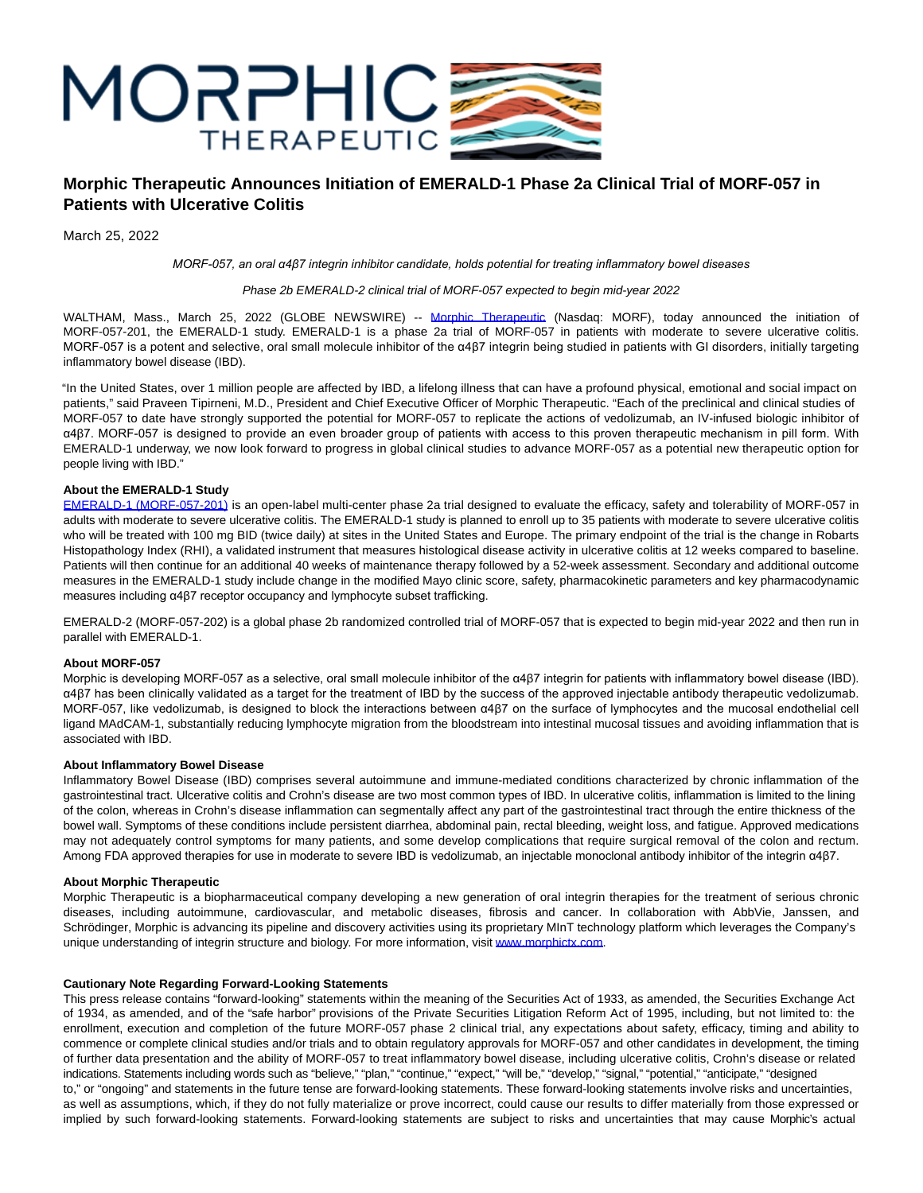# Morphic Therapeutic Announces Initiation of EMERALD-1 Phase 2a Clinical Trial of MORF-057 in Patients with Ulcerative Colitis

March 25, 2022

*MORF-057, an oral α4β7 integrin inhibitor candidate, holds potential for treating inflammatory bowel diseases*

*Phase 2b EMERALD-2 clinical trial of MORF-057 expected to begin mid-year 2022*

WALTHAM, Mass., March 25, 2022 (GLOBE NEWSWIRE) -- Morphic Therapeutic (Nasdaq: MORF), today announced the initiation of MORF-057-201, the EMERALD-1 study. EMERALD-1 is a phase 2a trial of MORF-057 in patients with moderate to severe ulcerative colitis. MORF-057 is a potent and selective, oral small molecule inhibitor of the α4β7 integrin being studied in patients with GI disorders, initially targeting inflammatory bowel disease (IBD).

"In the United States, over 1 million people are affected by IBD, a lifelong illness that can have a profound physical, emotional and social impact on patients," said Praveen Tipirneni, M.D., President and Chief Executive Officer of Morphic Therapeutic. "Each of the preclinical and clinical studies of MORF-057 to date have strongly supported the potential for MORF-057 to replicate the actions of vedolizumab, an IV-infused biologic inhibitor of α4β7. MORF-057 is designed to provide an even broader group of patients with access to this proven therapeutic mechanism in pill form. With EMERALD-1 underway, we now look forward to progress in global clinical studies to advance MORF-057 as a potential new therapeutic option for people living with IBD."

**About the EMERALD-1 Study**

EMERALD-1 (MORF-057-201) is an open-label multi-center phase 2a trial designed to evaluate the efficacy, safety and tolerability of MORF-057 in adults with moderate to severe ulcerative colitis. The EMERALD-1 study is planned to enroll up to 35 patients with moderate to severe ulcerative colitis who will be treated with 100 mg BID (twice daily) at sites in the United States and Europe. The primary endpoint of the trial is the change in Robarts Histopathology Index (RHI), a validated instrument that measures histological disease activity in ulcerative colitis at 12 weeks compared to baseline. Patients will then continue for an additional 40 weeks of maintenance therapy followed by a 52-week assessment. Secondary and additional outcome measures in the EMERALD-1 study include change in the modified Mayo clinic score, safety, pharmacokinetic parameters and key pharmacodynamic measures including α4β7 receptor occupancy and lymphocyte subset trafficking.

EMERALD-2 (MORF-057-202) is a global phase 2b randomized controlled trial of MORF-057 that is expected to begin mid-year 2022 and then run in parallel with EMERALD-1.

**About MORF-057**

Morphic is developing MORF-057 as a selective, oral small molecule inhibitor of the α4β7 integrin for patients with inflammatory bowel disease (IBD). α4β7 has been clinically validated as a target for the treatment of IBD by the success of the approved injectable antibody therapeutic vedolizumab. MORF-057, like vedolizumab, is designed to block the interactions between α4β7 on the surface of lymphocytes and the mucosal endothelial cell ligand MAdCAM-1, substantially reducing lymphocyte migration from the bloodstream into intestinal mucosal tissues and avoiding inflammation that is associated with IBD.

**About Inflammatory Bowel Disease**

Inflammatory Bowel Disease (IBD) comprises several autoimmune and immune-mediated conditions characterized by chronic inflammation of the gastrointestinal tract. Ulcerative colitis and Crohn's disease are two most common types of IBD. In ulcerative colitis, inflammation is limited to the lining of the colon, whereas in Crohn's disease inflammation can segmentally affect any part of the gastrointestinal tract through the entire thickness of the bowel wall. Symptoms of these conditions include persistent diarrhea, abdominal pain, rectal bleeding, weight loss, and fatigue. Approved medications may not adequately control symptoms for many patients, and some develop complications that require surgical removal of the colon and rectum. Among FDA approved therapies for use in moderate to severe IBD is vedolizumab, an injectable monoclonal antibody inhibitor of the integrin α4β7.

**About Morphic Therapeutic**

Morphic Therapeutic is a biopharmaceutical company developing a new generation of oral integrin therapies for the treatment of serious chronic diseases, including autoimmune, cardiovascular, and metabolic diseases, fibrosis and cancer. In collaboration with AbbVie, Janssen, and Schrödinger, Morphic is advancing its pipeline and discovery activities using its proprietary MInT technology platform which leverages the Company's unique understanding of integrin structure and biology. For more information, visit www.morphictx.com.

**Cautionary Note Regarding Forward-Looking Statements**

This press release contains "forward-looking" statements within the meaning of the Securities Act of 1933, as amended, the Securities Exchange Act of 1934, as amended, and of the "safe harbor" provisions of the Private Securities Litigation Reform Act of 1995, including, but not limited to: the enrollment, execution and completion of the future MORF-057 phase 2 clinical trial, any expectations about safety, efficacy, timing and ability to commence or complete clinical studies and/or trials and to obtain regulatory approvals for MORF-057 and other candidates in development, the timing of further data presentation and the ability of MORF-057 to treat inflammatory bowel disease, including ulcerative colitis, Crohn's disease or related indications. Statements including words such as "believe," "plan," "continue," "expect," "will be," "develop," "signal," "potential," "anticipate," "designed to," or "ongoing" and statements in the future tense are forward-looking statements. These forward-looking statements involve risks and uncertainties, as well as assumptions, which, if they do not fully materialize or prove incorrect, could cause our results to differ materially from those expressed or implied by such forward-looking statements. Forward-looking statements are subject to risks and uncertainties that may cause Morphic's actual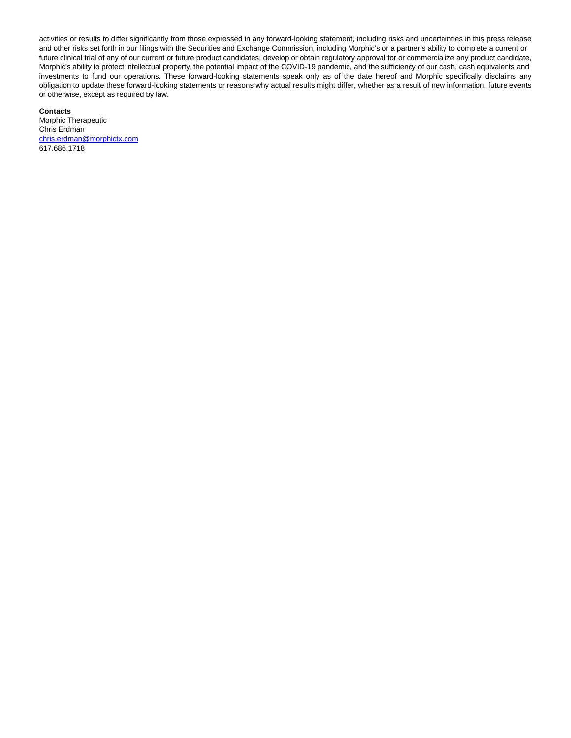activities or results to differ significantly from those expressed in any forward-looking statement, including risks and uncertainties in this press release and other risks set forth in our filings with the Securities and Exchange Commission, including Morphic's or a partner's ability to complete a current or future clinical trial of any of our current or future product candidates, develop or obtain regulatory approval for or commercialize any product candidate, Morphic's ability to protect intellectual property, the potential impact of the COVID-19 pandemic, and the sufficiency of our cash, cash equivalents and investments to fund our operations. These forward-looking statements speak only as of the date hereof and Morphic specifically disclaims any obligation to update these forward-looking statements or reasons why actual results might differ, whether as a result of new information, future events or otherwise, except as required by law.

**Contacts**
Morphic Therapeutic
Chris Erdman
chris.erdman@morphictx.com
617.686.1718